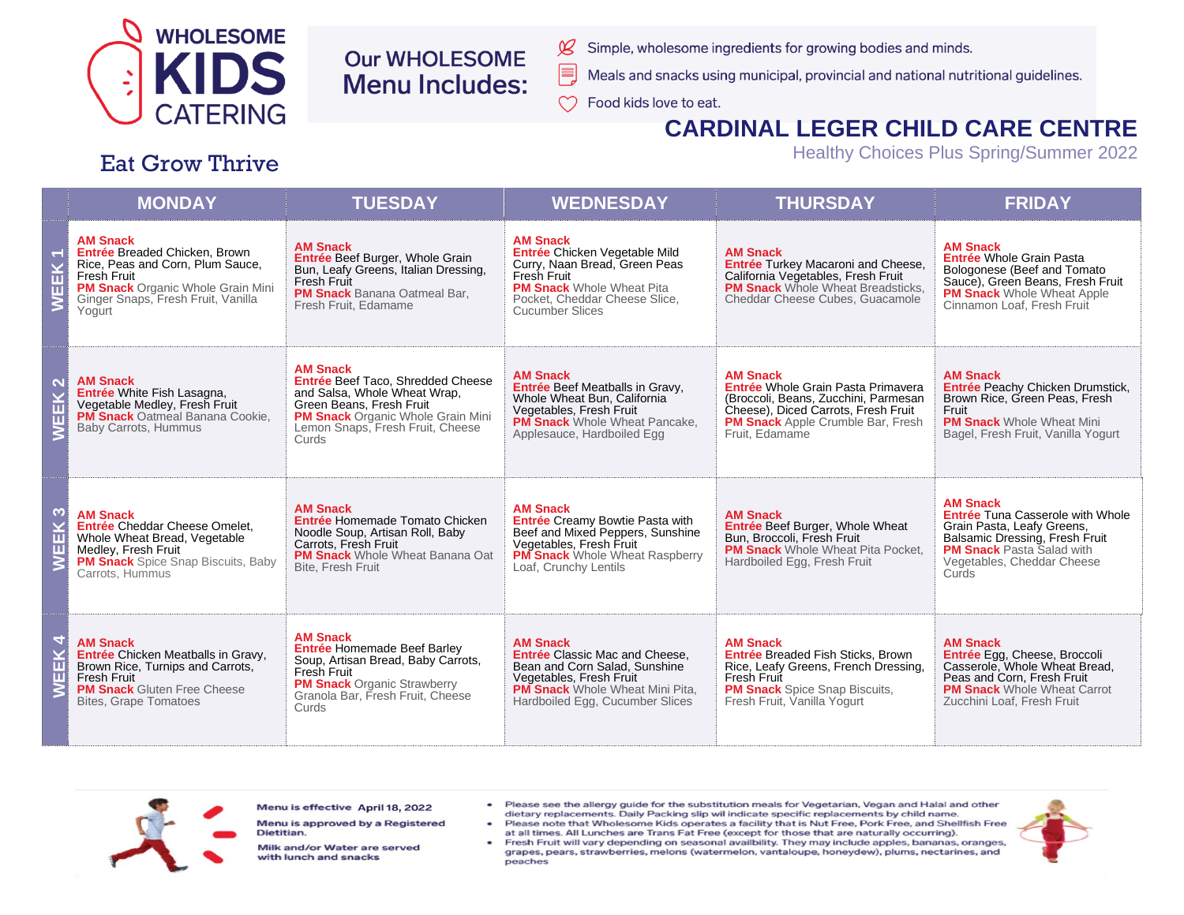# WHOLESOME KIDS CATERING

Eat Grow Thrive

## Our WHOLESOME Menu Includes:

- Simple, wholesome ingredients for growing bodies and minds.
- Meals and snacks using municipal, provincial and national nutritional guidelines.
- Food kids love to eat.

# CARDINAL LEGER CHILD CARE CENTRE

Healthy Choices Plus Spring/Summer 2022

| | MONDAY | TUESDAY | WEDNESDAY | THURSDAY | FRIDAY |
|---|---|---|---|---|---|
| WEEK 1 | **AM Snack** **Entrée** Breaded Chicken, Brown Rice, Peas and Corn, Plum Sauce, Fresh Fruit **PM Snack** Organic Whole Grain Mini Ginger Snaps, Fresh Fruit, Vanilla Yogurt | **AM Snack** **Entrée** Beef Burger, Whole Grain Bun, Leafy Greens, Italian Dressing, Fresh Fruit **PM Snack** Banana Oatmeal Bar, Fresh Fruit, Edamame | **AM Snack** **Entrée** Chicken Vegetable Mild Curry, Naan Bread, Green Peas Fresh Fruit **PM Snack** Whole Wheat Pita Pocket, Cheddar Cheese Slice, Cucumber Slices | **AM Snack** **Entrée** Turkey Macaroni and Cheese, California Vegetables, Fresh Fruit **PM Snack** Whole Wheat Breadsticks, Cheddar Cheese Cubes, Guacamole | **AM Snack** **Entrée** Whole Grain Pasta Bolognese (Beef and Tomato Sauce), Green Beans, Fresh Fruit **PM Snack** Whole Wheat Apple Cinnamon Loaf, Fresh Fruit |
| WEEK 2 | **AM Snack** **Entrée** White Fish Lasagna, Vegetable Medley, Fresh Fruit **PM Snack** Oatmeal Banana Cookie, Baby Carrots, Hummus | **AM Snack** **Entrée** Beef Taco, Shredded Cheese and Salsa, Whole Wheat Wrap, Green Beans, Fresh Fruit **PM Snack** Organic Whole Grain Mini Lemon Snaps, Fresh Fruit, Cheese Curds | **AM Snack** **Entrée** Beef Meatballs in Gravy, Whole Wheat Bun, California Vegetables, Fresh Fruit **PM Snack** Whole Wheat Pancake, Applesauce, Hardboiled Egg | **AM Snack** **Entrée** Whole Grain Pasta Primavera (Broccoli, Beans, Zucchini, Parmesan Cheese), Diced Carrots, Fresh Fruit **PM Snack** Apple Crumble Bar, Fresh Fruit, Edamame | **AM Snack** **Entrée** Peachy Chicken Drumstick, Brown Rice, Green Peas, Fresh Fruit **PM Snack** Whole Wheat Mini Bagel, Fresh Fruit, Vanilla Yogurt |
| WEEK 3 | **AM Snack** **Entrée** Cheddar Cheese Omelet, Whole Wheat Bread, Vegetable Medley, Fresh Fruit **PM Snack** Spice Snap Biscuits, Baby Carrots, Hummus | **AM Snack** **Entrée** Homemade Tomato Chicken Noodle Soup, Artisan Roll, Baby Carrots, Fresh Fruit **PM Snack** Whole Wheat Banana Oat Bite, Fresh Fruit | **AM Snack** **Entrée** Creamy Bowtie Pasta with Beef and Mixed Peppers, Sunshine Vegetables, Fresh Fruit **PM Snack** Whole Wheat Raspberry Loaf, Crunchy Lentils | **AM Snack** **Entrée** Beef Burger, Whole Wheat Bun, Broccoli, Fresh Fruit **PM Snack** Whole Wheat Pita Pocket, Hardboiled Egg, Fresh Fruit | **AM Snack** **Entrée** Tuna Casserole with Whole Grain Pasta, Leafy Greens, Balsamic Dressing, Fresh Fruit **PM Snack** Pasta Salad with Vegetables, Cheddar Cheese Curds |
| WEEK 4 | **AM Snack** **Entrée** Chicken Meatballs in Gravy, Brown Rice, Turnips and Carrots, Fresh Fruit **PM Snack** Gluten Free Cheese Bites, Grape Tomatoes | **AM Snack** **Entrée** Homemade Beef Barley Soup, Artisan Bread, Baby Carrots, Fresh Fruit **PM Snack** Organic Strawberry Granola Bar, Fresh Fruit, Cheese Curds | **AM Snack** **Entrée** Classic Mac and Cheese, Bean and Corn Salad, Sunshine Vegetables, Fresh Fruit **PM Snack** Whole Wheat Mini Pita, Hardboiled Egg, Cucumber Slices | **AM Snack** **Entrée** Breaded Fish Sticks, Brown Rice, Leafy Greens, French Dressing, Fresh Fruit **PM Snack** Spice Snap Biscuits, Fresh Fruit, Vanilla Yogurt | **AM Snack** **Entrée** Egg, Cheese, Broccoli Casserole, Whole Wheat Bread, Peas and Corn, Fresh Fruit **PM Snack** Whole Wheat Carrot Zucchini Loaf, Fresh Fruit |

**Menu is effective April 18, 2022**

**Menu is approved by a Registered Dietitian.**

**Milk and/or Water are served with lunch and snacks**

- Please see the allergy guide for the substitution meals for Vegetarian, Vegan and Halal and other dietary replacements. Daily Packing slip wil indicate specific replacements by child name.
- Please note that Wholesome Kids operates a facility that is Nut Free, Pork Free, and Shellfish Free at all times. All Lunches are Trans Fat Free (except for those that are naturally occurring).
- Fresh Fruit will vary depending on seasonal availbility. They may include apples, bananas, oranges, grapes, pears, strawberries, melons (watermelon, vantaloupe, honeydew), plums, nectarines, and peaches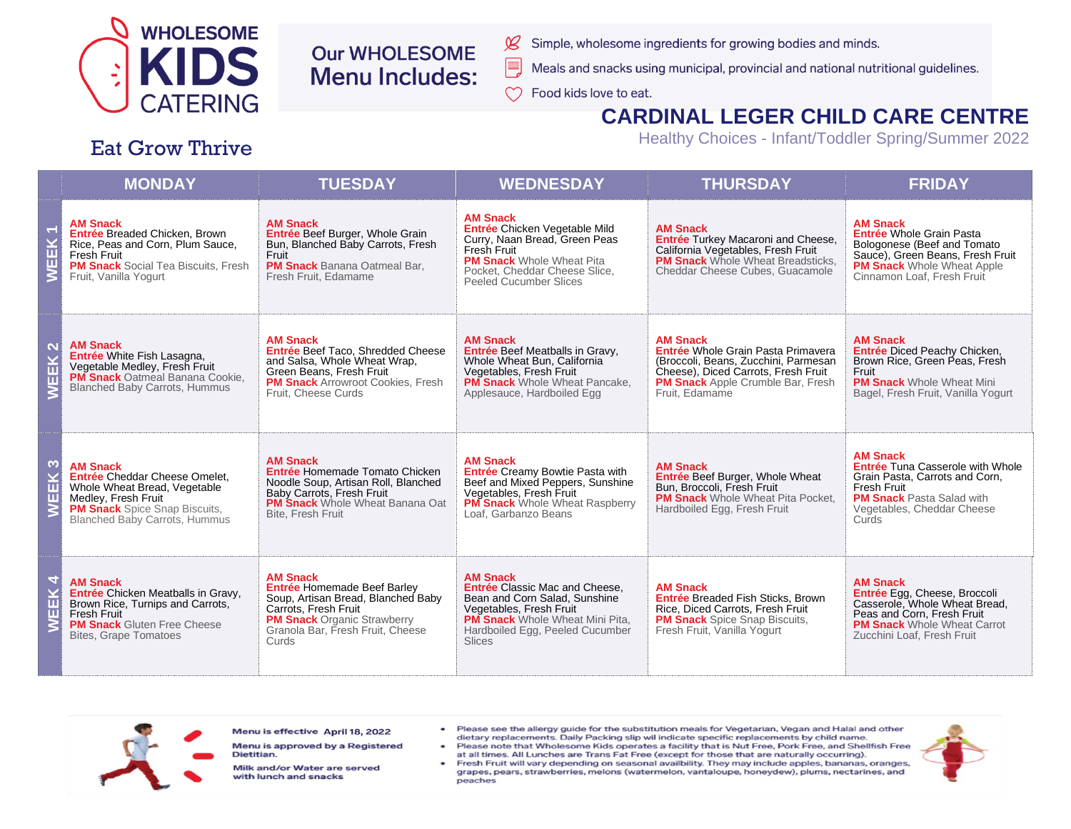# WHOLESOME KIDS CATERING

Eat Grow Thrive

## Our WHOLESOME Menu Includes:

- Simple, wholesome ingredients for growing bodies and minds.
- Meals and snacks using municipal, provincial and national nutritional guidelines.
- Food kids love to eat.

# CARDINAL LEGER CHILD CARE CENTRE

Healthy Choices - Infant/Toddler Spring/Summer 2022

| | MONDAY | TUESDAY | WEDNESDAY | THURSDAY | FRIDAY |
|---|---|---|---|---|---|
| WEEK 1 | **AM Snack** **Entrée** Breaded Chicken, Brown Rice, Peas and Corn, Plum Sauce, Fresh Fruit **PM Snack** Social Tea Biscuits, Fresh Fruit, Vanilla Yogurt | **AM Snack** **Entrée** Beef Burger, Whole Grain Bun, Blanched Baby Carrots, Fresh Fruit **PM Snack** Banana Oatmeal Bar, Fresh Fruit, Edamame | **AM Snack** **Entrée** Chicken Vegetable Mild Curry, Naan Bread, Green Peas Fresh Fruit **PM Snack** Whole Wheat Pita Pocket, Cheddar Cheese Slice, Peeled Cucumber Slices | **AM Snack** **Entrée** Turkey Macaroni and Cheese, California Vegetables, Fresh Fruit **PM Snack** Whole Wheat Breadsticks, Cheddar Cheese Cubes, Guacamole | **AM Snack** **Entrée** Whole Grain Pasta Bolognese (Beef and Tomato Sauce), Green Beans, Fresh Fruit **PM Snack** Whole Wheat Apple Cinnamon Loaf, Fresh Fruit |
| WEEK 2 | **AM Snack** **Entrée** White Fish Lasagna, Vegetable Medley, Fresh Fruit **PM Snack** Oatmeal Banana Cookie, Blanched Baby Carrots, Hummus | **AM Snack** **Entrée** Beef Taco, Shredded Cheese and Salsa, Whole Wheat Wrap, Green Beans, Fresh Fruit **PM Snack** Arrowroot Cookies, Fresh Fruit, Cheese Curds | **AM Snack** **Entrée** Beef Meatballs in Gravy, Whole Wheat Bun, California Vegetables, Fresh Fruit **PM Snack** Whole Wheat Pancake, Applesauce, Hardboiled Egg | **AM Snack** **Entrée** Whole Grain Pasta Primavera (Broccoli, Beans, Zucchini, Parmesan Cheese), Diced Carrots, Fresh Fruit **PM Snack** Apple Crumble Bar, Fresh Fruit, Edamame | **AM Snack** **Entrée** Diced Peachy Chicken, Brown Rice, Green Peas, Fresh Fruit **PM Snack** Whole Wheat Mini Bagel, Fresh Fruit, Vanilla Yogurt |
| WEEK 3 | **AM Snack** **Entrée** Cheddar Cheese Omelet, Whole Wheat Bread, Vegetable Medley, Fresh Fruit **PM Snack** Spice Snap Biscuits, Blanched Baby Carrots, Hummus | **AM Snack** **Entrée** Homemade Tomato Chicken Noodle Soup, Artisan Roll, Blanched Baby Carrots, Fresh Fruit **PM Snack** Whole Wheat Banana Oat Bite, Fresh Fruit | **AM Snack** **Entrée** Creamy Bowtie Pasta with Beef and Mixed Peppers, Sunshine Vegetables, Fresh Fruit **PM Snack** Whole Wheat Raspberry Loaf, Garbanzo Beans | **AM Snack** **Entrée** Beef Burger, Whole Wheat Bun, Broccoli, Fresh Fruit **PM Snack** Whole Wheat Pita Pocket, Hardboiled Egg, Fresh Fruit | **AM Snack** **Entrée** Tuna Casserole with Whole Grain Pasta, Carrots and Corn, Fresh Fruit **PM Snack** Pasta Salad with Vegetables, Cheddar Cheese Curds |
| WEEK 4 | **AM Snack** **Entrée** Chicken Meatballs in Gravy, Brown Rice, Turnips and Carrots, Fresh Fruit **PM Snack** Gluten Free Cheese Bites, Grape Tomatoes | **AM Snack** **Entrée** Homemade Beef Barley Soup, Artisan Bread, Blanched Baby Carrots, Fresh Fruit **PM Snack** Organic Strawberry Granola Bar, Fresh Fruit, Cheese Curds | **AM Snack** **Entrée** Classic Mac and Cheese, Bean and Corn Salad, Sunshine Vegetables, Fresh Fruit **PM Snack** Whole Wheat Mini Pita, Hardboiled Egg, Peeled Cucumber Slices | **AM Snack** **Entrée** Breaded Fish Sticks, Brown Rice, Diced Carrots, Fresh Fruit **PM Snack** Spice Snap Biscuits, Fresh Fruit, Vanilla Yogurt | **AM Snack** **Entrée** Egg, Cheese, Broccoli Casserole, Whole Wheat Bread, Peas and Corn, Fresh Fruit **PM Snack** Whole Wheat Carrot Zucchini Loaf, Fresh Fruit |

**Menu is effective April 18, 2022**

**Menu is approved by a Registered Dietitian.**

**Milk and/or Water are served with lunch and snacks**

- Please see the allergy guide for the substitution meals for Vegetarian, Vegan and Halal and other dietary replacements. Daily Packing slip wil indicate specific replacements by child name.
- Please note that Wholesome Kids operates a facility that is Nut Free, Pork Free, and Shellfish Free at all times. All Lunches are Trans Fat Free (except for those that are naturally occurring).
- Fresh Fruit will vary depending on seasonal availbility. They may include apples, bananas, oranges, grapes, pears, strawberries, melons (watermelon, vantaloupe, honeydew), plums, nectarines, and peaches